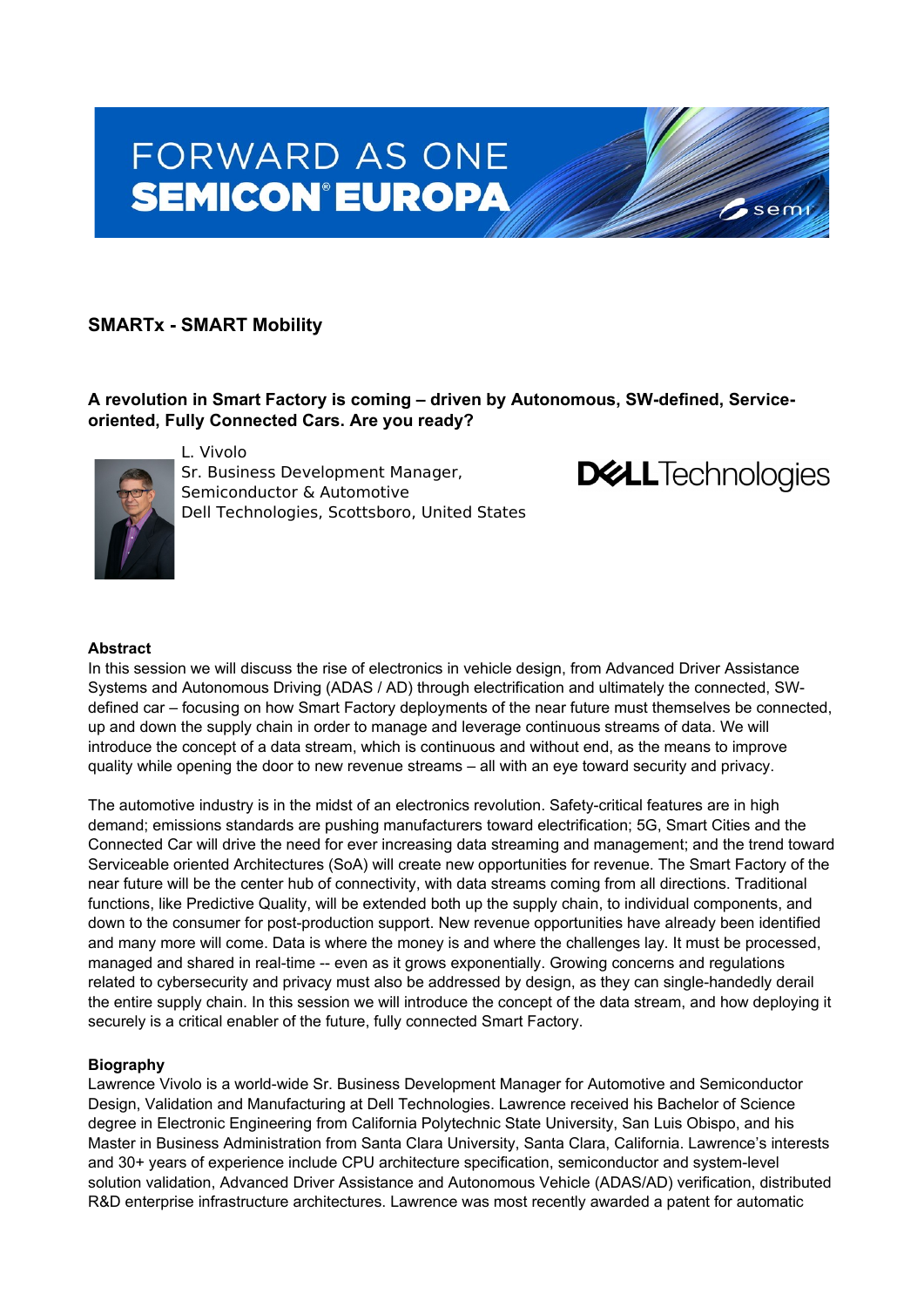FORWARD AS ONE
SEMICON® EUROPA

## SMARTx - SMART Mobility

### A revolution in Smart Factory is coming – driven by Autonomous, SW-defined, Service-oriented, Fully Connected Cars. Are you ready?

L. Vivolo
Sr. Business Development Manager,
Semiconductor & Automotive
Dell Technologies, Scottsboro, United States

DELL Technologies

**Abstract**

In this session we will discuss the rise of electronics in vehicle design, from Advanced Driver Assistance Systems and Autonomous Driving (ADAS / AD) through electrification and ultimately the connected, SW-defined car – focusing on how Smart Factory deployments of the near future must themselves be connected, up and down the supply chain in order to manage and leverage continuous streams of data. We will introduce the concept of a data stream, which is continuous and without end, as the means to improve quality while opening the door to new revenue streams – all with an eye toward security and privacy.

The automotive industry is in the midst of an electronics revolution. Safety-critical features are in high demand; emissions standards are pushing manufacturers toward electrification; 5G, Smart Cities and the Connected Car will drive the need for ever increasing data streaming and management; and the trend toward Serviceable oriented Architectures (SoA) will create new opportunities for revenue. The Smart Factory of the near future will be the center hub of connectivity, with data streams coming from all directions. Traditional functions, like Predictive Quality, will be extended both up the supply chain, to individual components, and down to the consumer for post-production support. New revenue opportunities have already been identified and many more will come. Data is where the money is and where the challenges lay. It must be processed, managed and shared in real-time -- even as it grows exponentially. Growing concerns and regulations related to cybersecurity and privacy must also be addressed by design, as they can single-handedly derail the entire supply chain. In this session we will introduce the concept of the data stream, and how deploying it securely is a critical enabler of the future, fully connected Smart Factory.

**Biography**

Lawrence Vivolo is a world-wide Sr. Business Development Manager for Automotive and Semiconductor Design, Validation and Manufacturing at Dell Technologies. Lawrence received his Bachelor of Science degree in Electronic Engineering from California Polytechnic State University, San Luis Obispo, and his Master in Business Administration from Santa Clara University, Santa Clara, California. Lawrence's interests and 30+ years of experience include CPU architecture specification, semiconductor and system-level solution validation, Advanced Driver Assistance and Autonomous Vehicle (ADAS/AD) verification, distributed R&D enterprise infrastructure architectures. Lawrence was most recently awarded a patent for automatic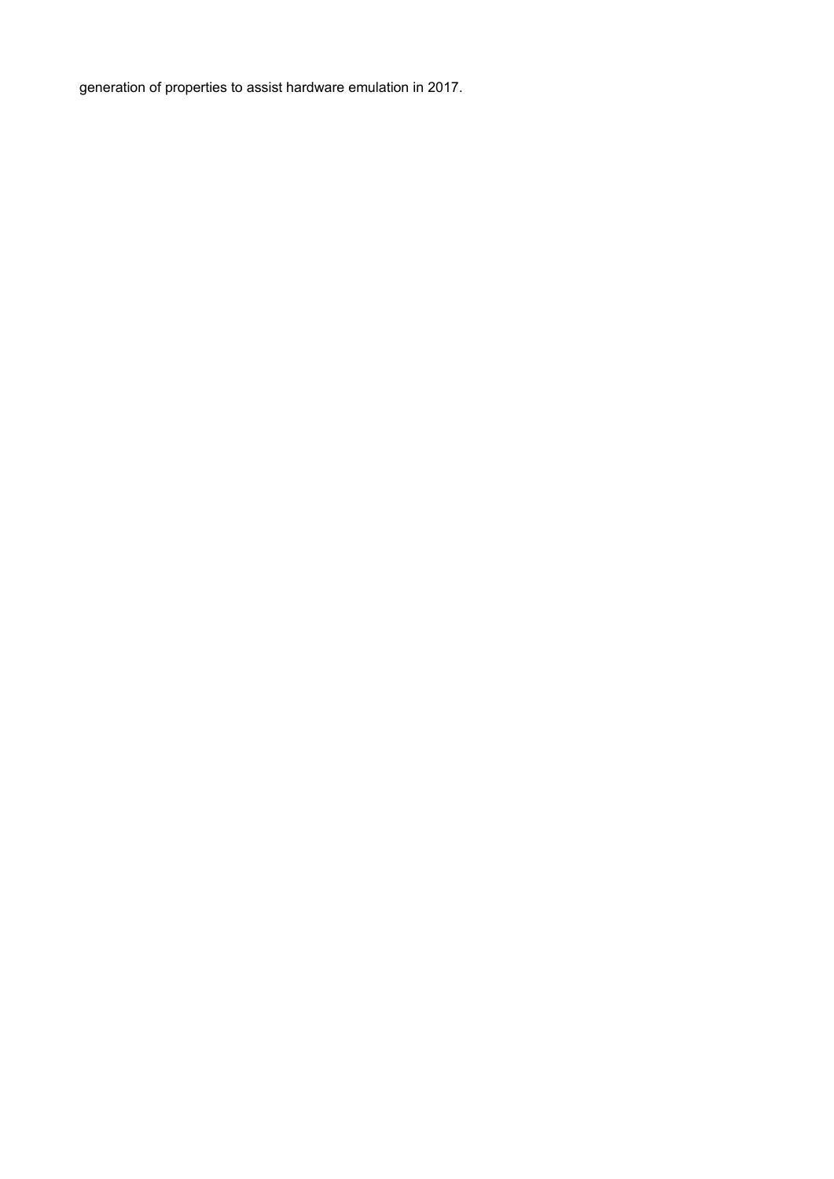generation of properties to assist hardware emulation in 2017.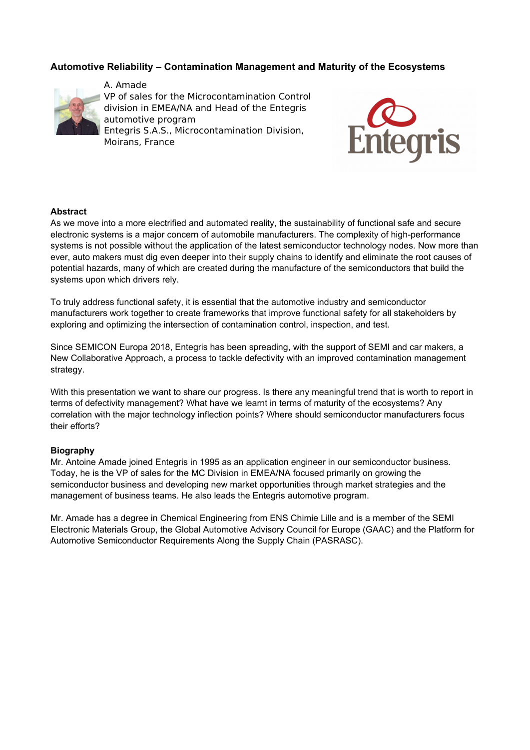## Automotive Reliability – Contamination Management and Maturity of the Ecosystems

A. Amade
VP of sales for the Microcontamination Control division in EMEA/NA and Head of the Entegris automotive program
Entegris S.A.S., Microcontamination Division, Moirans, France

**Abstract**

As we move into a more electrified and automated reality, the sustainability of functional safe and secure electronic systems is a major concern of automobile manufacturers. The complexity of high-performance systems is not possible without the application of the latest semiconductor technology nodes. Now more than ever, auto makers must dig even deeper into their supply chains to identify and eliminate the root causes of potential hazards, many of which are created during the manufacture of the semiconductors that build the systems upon which drivers rely.

To truly address functional safety, it is essential that the automotive industry and semiconductor manufacturers work together to create frameworks that improve functional safety for all stakeholders by exploring and optimizing the intersection of contamination control, inspection, and test.

Since SEMICON Europa 2018, Entegris has been spreading, with the support of SEMI and car makers, a New Collaborative Approach, a process to tackle defectivity with an improved contamination management strategy.

With this presentation we want to share our progress. Is there any meaningful trend that is worth to report in terms of defectivity management? What have we learnt in terms of maturity of the ecosystems? Any correlation with the major technology inflection points? Where should semiconductor manufacturers focus their efforts?

**Biography**

Mr. Antoine Amade joined Entegris in 1995 as an application engineer in our semiconductor business. Today, he is the VP of sales for the MC Division in EMEA/NA focused primarily on growing the semiconductor business and developing new market opportunities through market strategies and the management of business teams. He also leads the Entegris automotive program.

Mr. Amade has a degree in Chemical Engineering from ENS Chimie Lille and is a member of the SEMI Electronic Materials Group, the Global Automotive Advisory Council for Europe (GAAC) and the Platform for Automotive Semiconductor Requirements Along the Supply Chain (PASRASC).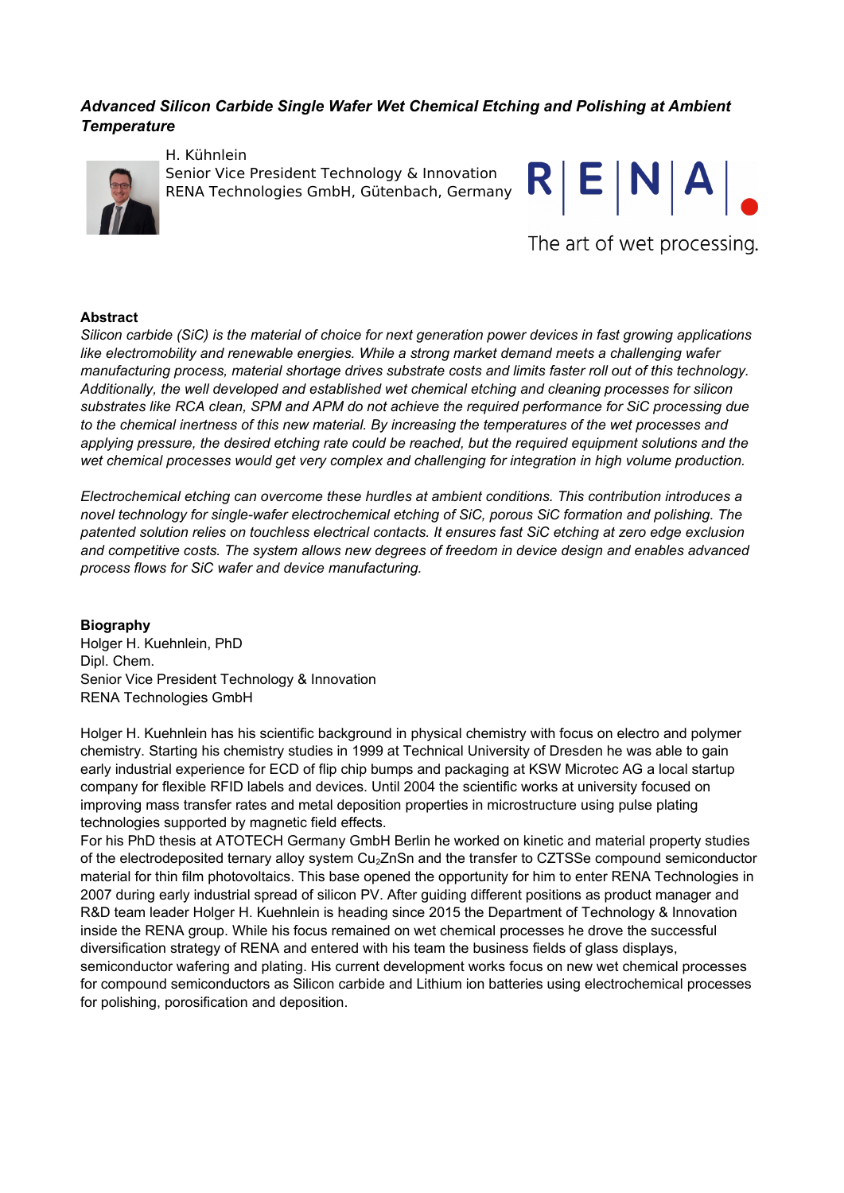***Advanced Silicon Carbide Single Wafer Wet Chemical Etching and Polishing at Ambient Temperature***

H. Kühnlein
Senior Vice President Technology & Innovation
RENA Technologies GmbH, Gütenbach, Germany

R|E|N|A|.
The art of wet processing.

**Abstract**

*Silicon carbide (SiC) is the material of choice for next generation power devices in fast growing applications like electromobility and renewable energies. While a strong market demand meets a challenging wafer manufacturing process, material shortage drives substrate costs and limits faster roll out of this technology. Additionally, the well developed and established wet chemical etching and cleaning processes for silicon substrates like RCA clean, SPM and APM do not achieve the required performance for SiC processing due to the chemical inertness of this new material. By increasing the temperatures of the wet processes and applying pressure, the desired etching rate could be reached, but the required equipment solutions and the wet chemical processes would get very complex and challenging for integration in high volume production.*

*Electrochemical etching can overcome these hurdles at ambient conditions. This contribution introduces a novel technology for single-wafer electrochemical etching of SiC, porous SiC formation and polishing. The patented solution relies on touchless electrical contacts. It ensures fast SiC etching at zero edge exclusion and competitive costs. The system allows new degrees of freedom in device design and enables advanced process flows for SiC wafer and device manufacturing.*

**Biography**

Holger H. Kuehnlein, PhD
Dipl. Chem.
Senior Vice President Technology & Innovation
RENA Technologies GmbH

Holger H. Kuehnlein has his scientific background in physical chemistry with focus on electro and polymer chemistry. Starting his chemistry studies in 1999 at Technical University of Dresden he was able to gain early industrial experience for ECD of flip chip bumps and packaging at KSW Microtec AG a local startup company for flexible RFID labels and devices. Until 2004 the scientific works at university focused on improving mass transfer rates and metal deposition properties in microstructure using pulse plating technologies supported by magnetic field effects.

For his PhD thesis at ATOTECH Germany GmbH Berlin he worked on kinetic and material property studies of the electrodeposited ternary alloy system $Cu_2ZnSn$ and the transfer to CZTSSe compound semiconductor material for thin film photovoltaics. This base opened the opportunity for him to enter RENA Technologies in 2007 during early industrial spread of silicon PV. After guiding different positions as product manager and R&D team leader Holger H. Kuehnlein is heading since 2015 the Department of Technology & Innovation inside the RENA group. While his focus remained on wet chemical processes he drove the successful diversification strategy of RENA and entered with his team the business fields of glass displays, semiconductor wafering and plating. His current development works focus on new wet chemical processes for compound semiconductors as Silicon carbide and Lithium ion batteries using electrochemical processes for polishing, porosification and deposition.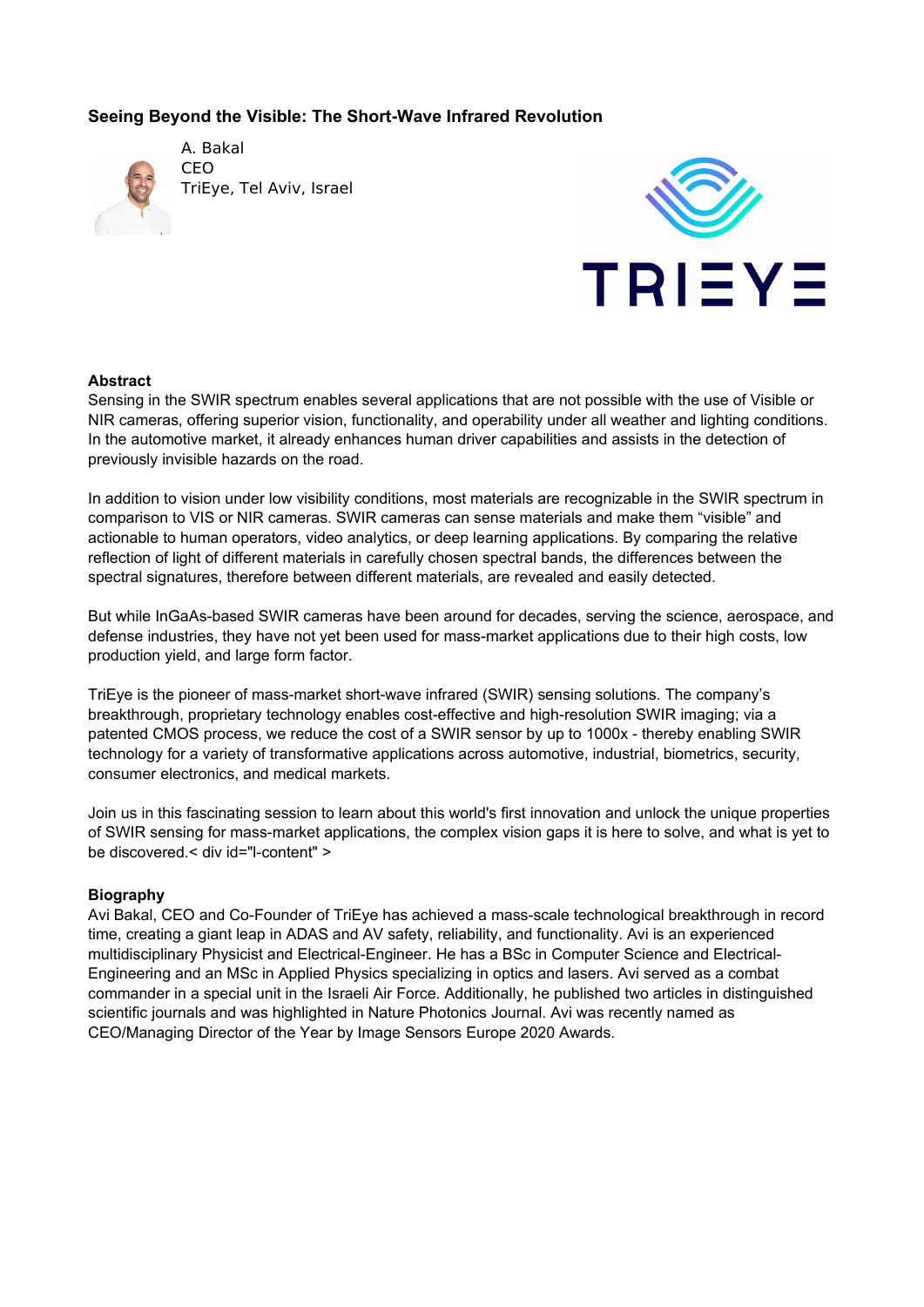### Seeing Beyond the Visible: The Short-Wave Infrared Revolution

A. Bakal
CEO
TriEye, Tel Aviv, Israel

**Abstract**

Sensing in the SWIR spectrum enables several applications that are not possible with the use of Visible or NIR cameras, offering superior vision, functionality, and operability under all weather and lighting conditions. In the automotive market, it already enhances human driver capabilities and assists in the detection of previously invisible hazards on the road.

In addition to vision under low visibility conditions, most materials are recognizable in the SWIR spectrum in comparison to VIS or NIR cameras. SWIR cameras can sense materials and make them “visible” and actionable to human operators, video analytics, or deep learning applications. By comparing the relative reflection of light of different materials in carefully chosen spectral bands, the differences between the spectral signatures, therefore between different materials, are revealed and easily detected.

But while InGaAs-based SWIR cameras have been around for decades, serving the science, aerospace, and defense industries, they have not yet been used for mass-market applications due to their high costs, low production yield, and large form factor.

TriEye is the pioneer of mass-market short-wave infrared (SWIR) sensing solutions. The company’s breakthrough, proprietary technology enables cost-effective and high-resolution SWIR imaging; via a patented CMOS process, we reduce the cost of a SWIR sensor by up to 1000x - thereby enabling SWIR technology for a variety of transformative applications across automotive, industrial, biometrics, security, consumer electronics, and medical markets.

Join us in this fascinating session to learn about this world's first innovation and unlock the unique properties of SWIR sensing for mass-market applications, the complex vision gaps it is here to solve, and what is yet to be discovered.< div id="l-content" >

**Biography**

Avi Bakal, CEO and Co-Founder of TriEye has achieved a mass-scale technological breakthrough in record time, creating a giant leap in ADAS and AV safety, reliability, and functionality. Avi is an experienced multidisciplinary Physicist and Electrical-Engineer. He has a BSc in Computer Science and Electrical-Engineering and an MSc in Applied Physics specializing in optics and lasers. Avi served as a combat commander in a special unit in the Israeli Air Force. Additionally, he published two articles in distinguished scientific journals and was highlighted in Nature Photonics Journal. Avi was recently named as CEO/Managing Director of the Year by Image Sensors Europe 2020 Awards.